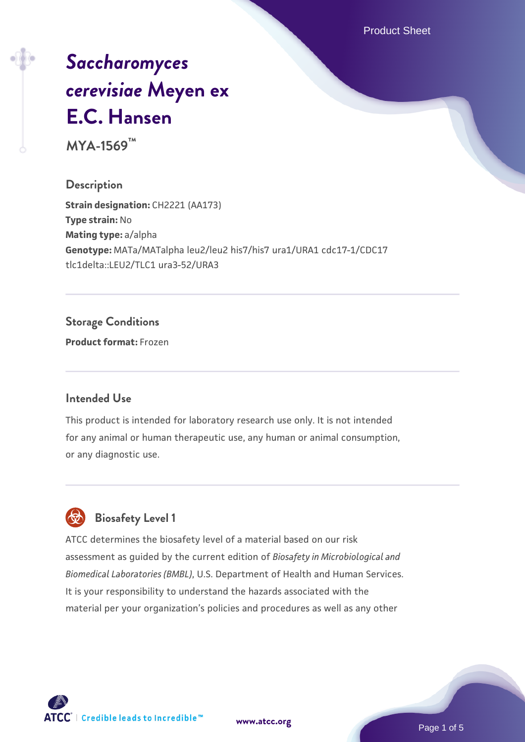# *Saccharomyces cerevisiae* Meyen ex E.C. Hansen

**MYA-1569™**

## Description

**Strain designation:** CH2221 (AA173)
**Type strain:** No
**Mating type:** a/alpha
**Genotype:** MATa/MATalpha leu2/leu2 his7/his7 ura1/URA1 cdc17-1/CDC17 tlc1delta::LEU2/TLC1 ura3-52/URA3

## Storage Conditions

**Product format:** Frozen

## Intended Use

This product is intended for laboratory research use only. It is not intended for any animal or human therapeutic use, any human or animal consumption, or any diagnostic use.

## Biosafety Level 1

ATCC determines the biosafety level of a material based on our risk assessment as guided by the current edition of *Biosafety in Microbiological and Biomedical Laboratories (BMBL)*, U.S. Department of Health and Human Services. It is your responsibility to understand the hazards associated with the material per your organization's policies and procedures as well as any other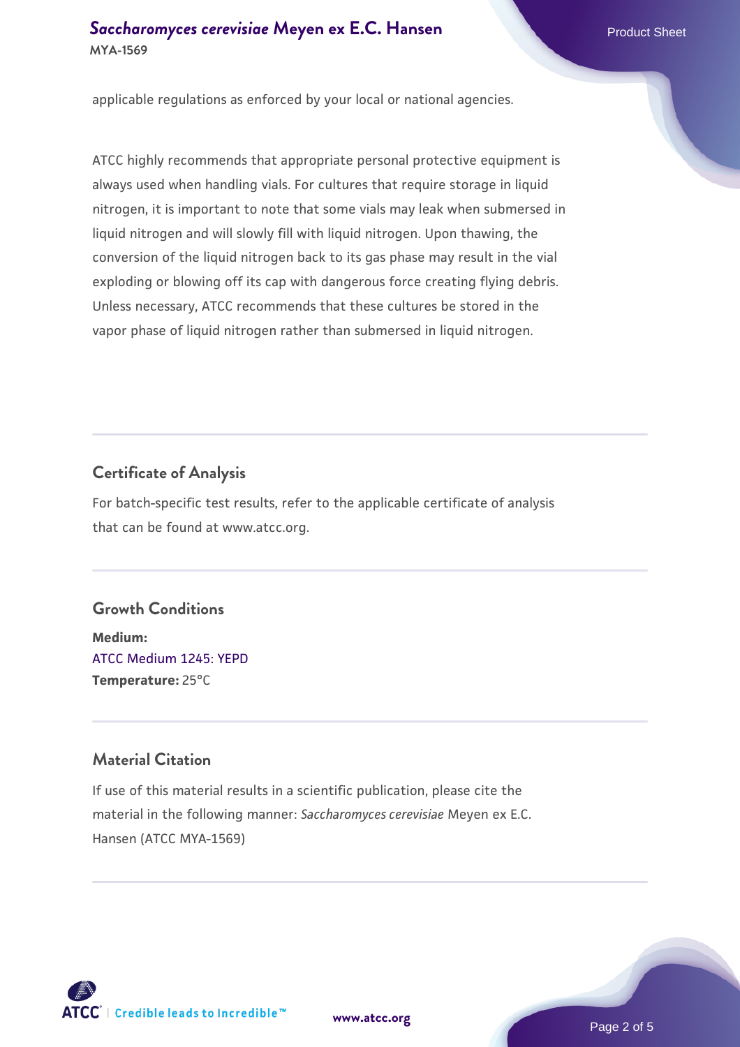applicable regulations as enforced by your local or national agencies.

ATCC highly recommends that appropriate personal protective equipment is always used when handling vials. For cultures that require storage in liquid nitrogen, it is important to note that some vials may leak when submersed in liquid nitrogen and will slowly fill with liquid nitrogen. Upon thawing, the conversion of the liquid nitrogen back to its gas phase may result in the vial exploding or blowing off its cap with dangerous force creating flying debris. Unless necessary, ATCC recommends that these cultures be stored in the vapor phase of liquid nitrogen rather than submersed in liquid nitrogen.

## Certificate of Analysis

For batch-specific test results, refer to the applicable certificate of analysis that can be found at www.atcc.org.

## Growth Conditions

**Medium:**
ATCC Medium 1245: YEPD
**Temperature:** 25°C

## Material Citation

If use of this material results in a scientific publication, please cite the material in the following manner: *Saccharomyces cerevisiae* Meyen ex E.C. Hansen (ATCC MYA-1569)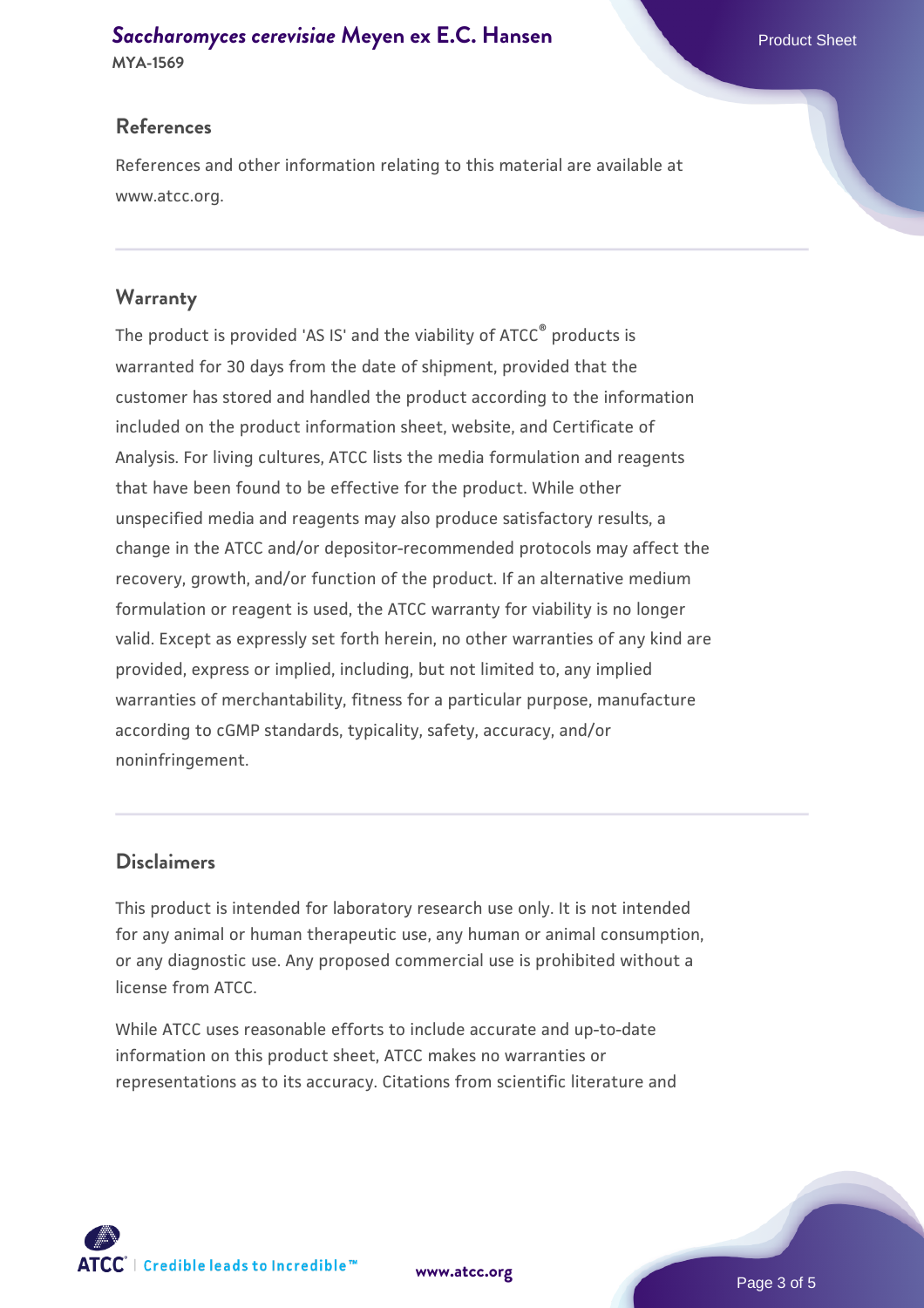## References

References and other information relating to this material are available at www.atcc.org.

## Warranty

The product is provided 'AS IS' and the viability of ATCC® products is warranted for 30 days from the date of shipment, provided that the customer has stored and handled the product according to the information included on the product information sheet, website, and Certificate of Analysis. For living cultures, ATCC lists the media formulation and reagents that have been found to be effective for the product. While other unspecified media and reagents may also produce satisfactory results, a change in the ATCC and/or depositor-recommended protocols may affect the recovery, growth, and/or function of the product. If an alternative medium formulation or reagent is used, the ATCC warranty for viability is no longer valid. Except as expressly set forth herein, no other warranties of any kind are provided, express or implied, including, but not limited to, any implied warranties of merchantability, fitness for a particular purpose, manufacture according to cGMP standards, typicality, safety, accuracy, and/or noninfringement.

## Disclaimers

This product is intended for laboratory research use only. It is not intended for any animal or human therapeutic use, any human or animal consumption, or any diagnostic use. Any proposed commercial use is prohibited without a license from ATCC.

While ATCC uses reasonable efforts to include accurate and up-to-date information on this product sheet, ATCC makes no warranties or representations as to its accuracy. Citations from scientific literature and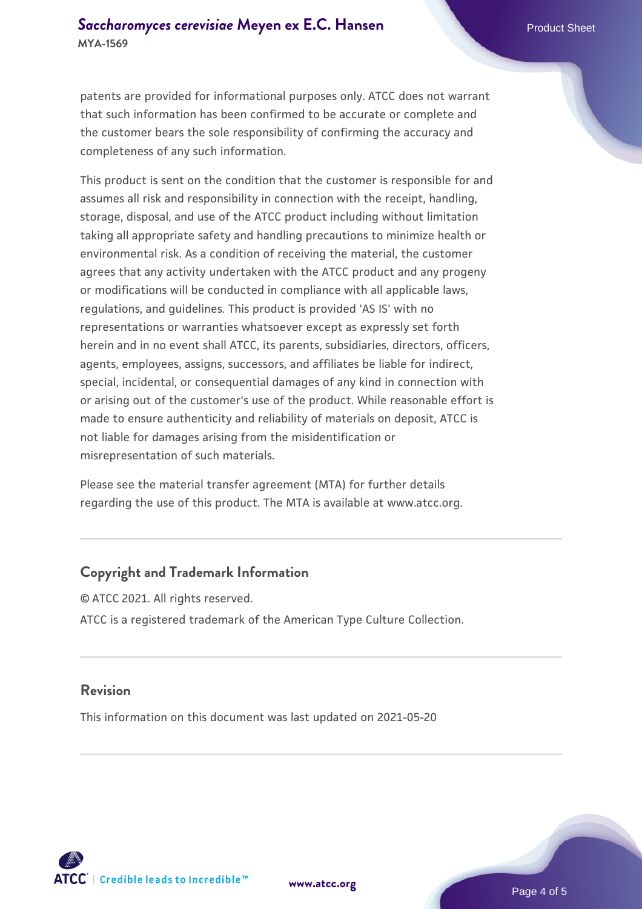patents are provided for informational purposes only. ATCC does not warrant that such information has been confirmed to be accurate or complete and the customer bears the sole responsibility of confirming the accuracy and completeness of any such information.

This product is sent on the condition that the customer is responsible for and assumes all risk and responsibility in connection with the receipt, handling, storage, disposal, and use of the ATCC product including without limitation taking all appropriate safety and handling precautions to minimize health or environmental risk. As a condition of receiving the material, the customer agrees that any activity undertaken with the ATCC product and any progeny or modifications will be conducted in compliance with all applicable laws, regulations, and guidelines. This product is provided 'AS IS' with no representations or warranties whatsoever except as expressly set forth herein and in no event shall ATCC, its parents, subsidiaries, directors, officers, agents, employees, assigns, successors, and affiliates be liable for indirect, special, incidental, or consequential damages of any kind in connection with or arising out of the customer's use of the product. While reasonable effort is made to ensure authenticity and reliability of materials on deposit, ATCC is not liable for damages arising from the misidentification or misrepresentation of such materials.

Please see the material transfer agreement (MTA) for further details regarding the use of this product. The MTA is available at www.atcc.org.

## Copyright and Trademark Information

© ATCC 2021. All rights reserved.

ATCC is a registered trademark of the American Type Culture Collection.

## Revision

This information on this document was last updated on 2021-05-20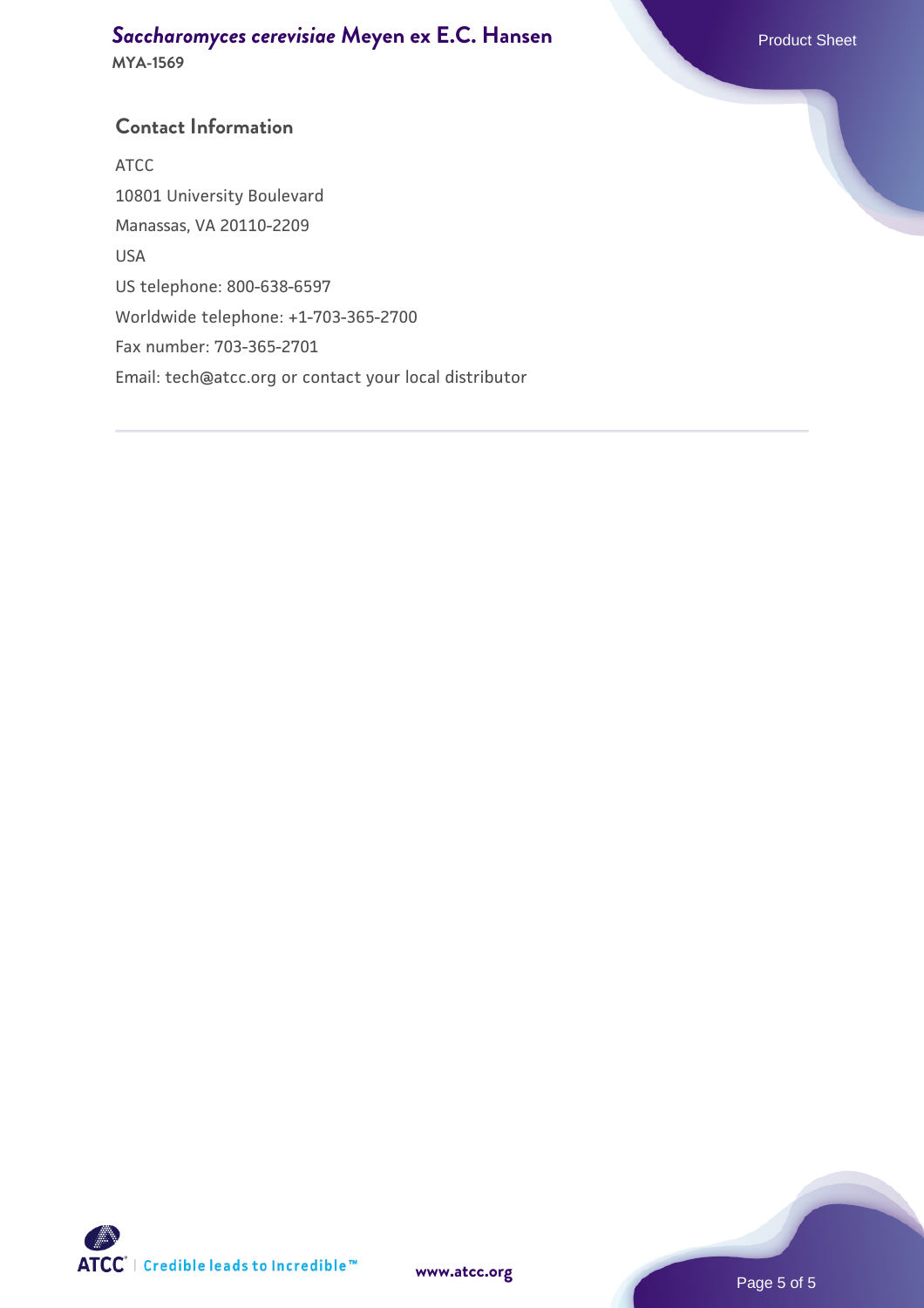## Contact Information

ATCC

10801 University Boulevard

Manassas, VA 20110-2209

USA

US telephone: 800-638-6597

Worldwide telephone: +1-703-365-2700

Fax number: 703-365-2701

Email: tech@atcc.org or contact your local distributor